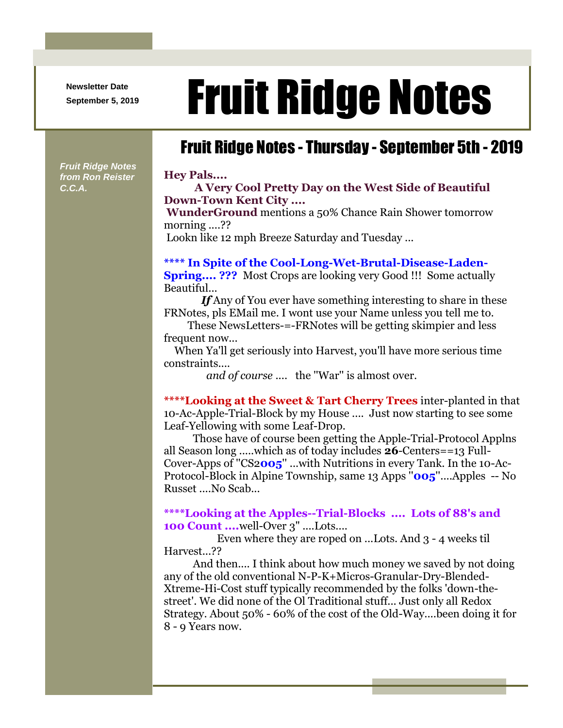Newsletter Date
September 5, 2019

# Fruit Ridge Notes

## Fruit Ridge Notes - Thursday - September 5th - 2019

*Fruit Ridge Notes from Ron Reister C.C.A.*

**Hey Pals....**

**A Very Cool Pretty Day on the West Side of Beautiful Down-Town Kent City ....**

**WunderGround** mentions a 50% Chance Rain Shower tomorrow morning ....??

Lookn like 12 mph Breeze Saturday and Tuesday ...

**\*\*\*\* In Spite of the Cool-Long-Wet-Brutal-Disease-Laden-Spring.... ???** Most Crops are looking very Good !!! Some actually Beautiful...

***If*** Any of You ever have something interesting to share in these FRNotes, pls EMail me. I wont use your Name unless you tell me to.

These NewsLetters-=-FRNotes will be getting skimpier and less frequent now...

When Ya'll get seriously into Harvest, you'll have more serious time constraints....

*and of course ....* the "War" is almost over.

**\*\*\*\*Looking at the Sweet & Tart Cherry Trees** inter-planted in that 10-Ac-Apple-Trial-Block by my House .... Just now starting to see some Leaf-Yellowing with some Leaf-Drop.

Those have of course been getting the Apple-Trial-Protocol Applns all Season long .....which as of today includes **26**-Centers==13 Full-Cover-Apps of "CS2**005**" ...with Nutritions in every Tank. In the 10-Ac-Protocol-Block in Alpine Township, same 13 Apps "**005**"....Apples -- No Russet ....No Scab...

**\*\*\*\*Looking at the Apples--Trial-Blocks .... Lots of 88's and 100 Count ....**well-Over 3" ....Lots....

Even where they are roped on ...Lots. And 3 - 4 weeks til Harvest...??

And then.... I think about how much money we saved by not doing any of the old conventional N-P-K+Micros-Granular-Dry-Blended-Xtreme-Hi-Cost stuff typically recommended by the folks 'down-the-street'. We did none of the Ol Traditional stuff... Just only all Redox Strategy. About 50% - 60% of the cost of the Old-Way....been doing it for 8 - 9 Years now.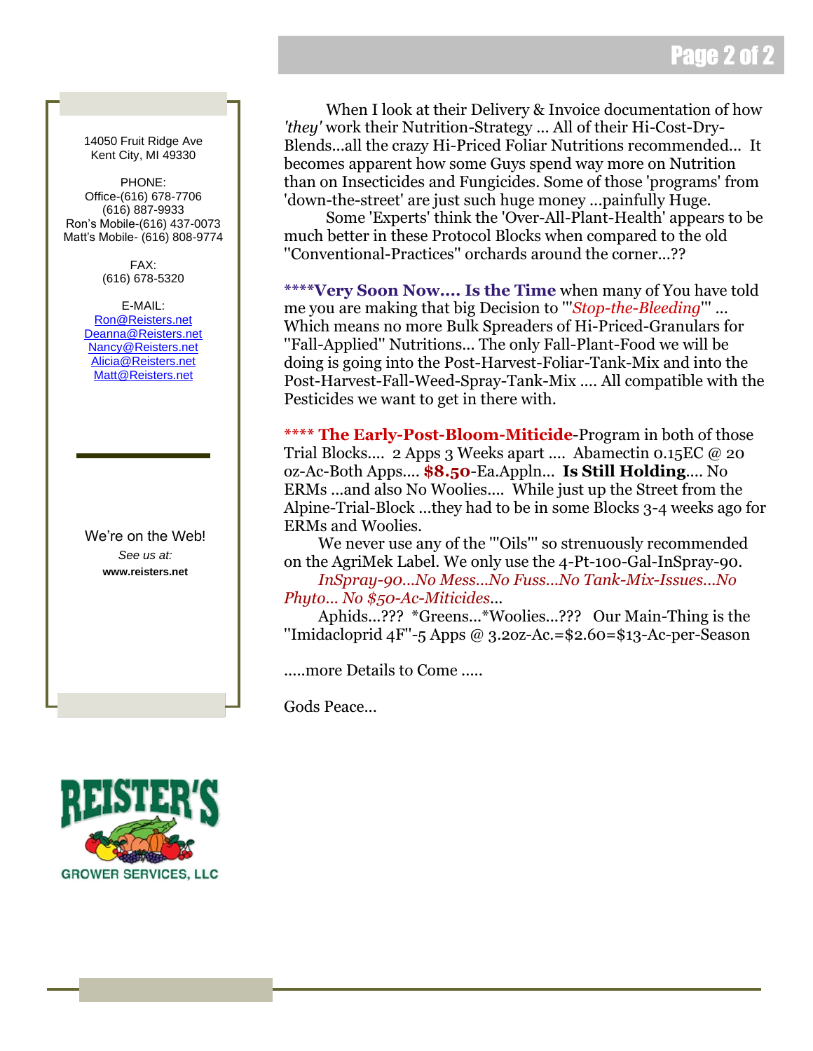14050 Fruit Ridge Ave
Kent City, MI 49330

PHONE:
Office-(616) 678-7706
(616) 887-9933
Ron's Mobile-(616) 437-0073
Matt's Mobile- (616) 808-9774

FAX:
(616) 678-5320

E-MAIL:
Ron@Reisters.net
Deanna@Reisters.net
Nancy@Reisters.net
Alicia@Reisters.net
Matt@Reisters.net

We're on the Web!
*See us at:*
**www.reisters.net**

REISTER'S
GROWER SERVICES, LLC

When I look at their Delivery & Invoice documentation of how *'they'* work their Nutrition-Strategy ... All of their Hi-Cost-Dry-Blends...all the crazy Hi-Priced Foliar Nutritions recommended... It becomes apparent how some Guys spend way more on Nutrition than on Insecticides and Fungicides. Some of those 'programs' from 'down-the-street' are just such huge money ...painfully Huge.

Some 'Experts' think the 'Over-All-Plant-Health' appears to be much better in these Protocol Blocks when compared to the old "Conventional-Practices" orchards around the corner...??

****Very Soon Now.... Is the Time** when many of You have told me you are making that big Decision to "'*Stop-the-Bleeding*'" ... Which means no more Bulk Spreaders of Hi-Priced-Granulars for "Fall-Applied" Nutritions... The only Fall-Plant-Food we will be doing is going into the Post-Harvest-Foliar-Tank-Mix and into the Post-Harvest-Fall-Weed-Spray-Tank-Mix .... All compatible with the Pesticides we want to get in there with.

**\*\*\*\* The Early-Post-Bloom-Miticide**-Program in both of those Trial Blocks.... 2 Apps 3 Weeks apart .... Abamectin 0.15EC @ 20 oz-Ac-Both Apps.... **$8.50**-Ea.Appln... **Is Still Holding**.... No ERMs ...and also No Woolies.... While just up the Street from the Alpine-Trial-Block ...they had to be in some Blocks 3-4 weeks ago for ERMs and Woolies.

We never use any of the "'Oils'" so strenuously recommended on the AgriMek Label. We only use the 4-Pt-100-Gal-InSpray-90.

*InSpray-90...No Mess...No Fuss...No Tank-Mix-Issues...No Phyto... No $50-Ac-Miticides*...

Aphids...??? *Greens...*Woolies...??? Our Main-Thing is the "Imidacloprid 4F"-5 Apps @ 3.2oz-Ac.=$2.60=$13-Ac-per-Season

.....more Details to Come .....

Gods Peace...